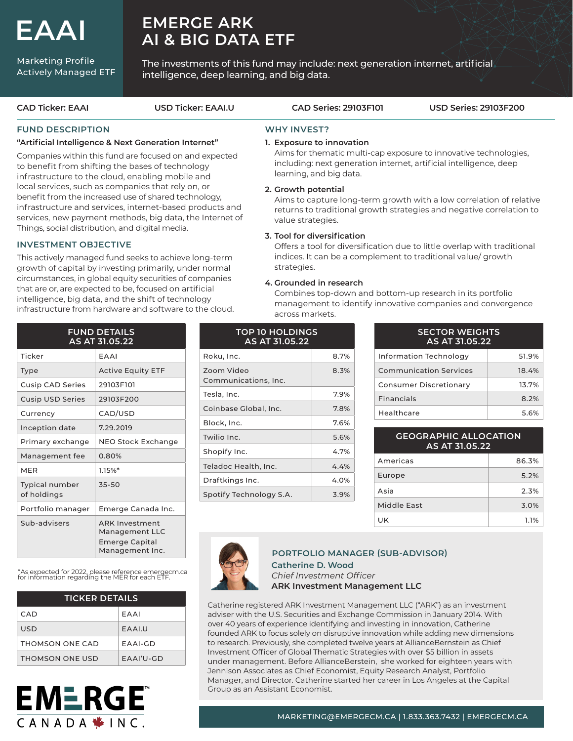# EAAI

Marketing Profile
Actively Managed ETF

# EMERGE ARK AI & BIG DATA ETF

The investments of this fund may include: next generation internet, artificial intelligence, deep learning, and big data.

CAD Ticker: EAAI | USD Ticker: EAAI.U | CAD Series: 29103F101 | USD Series: 29103F200

## FUND DESCRIPTION

**"Artificial Intelligence & Next Generation Internet"**

Companies within this fund are focused on and expected to benefit from shifting the bases of technology infrastructure to the cloud, enabling mobile and local services, such as companies that rely on, or benefit from the increased use of shared technology, infrastructure and services, internet-based products and services, new payment methods, big data, the Internet of Things, social distribution, and digital media.

## INVESTMENT OBJECTIVE

This actively managed fund seeks to achieve long-term growth of capital by investing primarily, under normal circumstances, in global equity securities of companies that are or, are expected to be, focused on artificial intelligence, big data, and the shift of technology infrastructure from hardware and software to the cloud.

## WHY INVEST?

1. **Exposure to innovation**
   Aims for thematic multi-cap exposure to innovative technologies, including: next generation internet, artificial intelligence, deep learning, and big data.
2. **Growth potential**
   Aims to capture long-term growth with a low correlation of relative returns to traditional growth strategies and negative correlation to value strategies.
3. **Tool for diversification**
   Offers a tool for diversification due to little overlap with traditional indices. It can be a complement to traditional value/ growth strategies.
4. **Grounded in research**
   Combines top-down and bottom-up research in its portfolio management to identify innovative companies and convergence across markets.

| FUND DETAILS AS AT 31.05.22 | |
|---|---|
| Ticker | EAAI |
| Type | Active Equity ETF |
| Cusip CAD Series | 29103F101 |
| Cusip USD Series | 29103F200 |
| Currency | CAD/USD |
| Inception date | 7.29.2019 |
| Primary exchange | NEO Stock Exchange |
| Management fee | 0.80% |
| MER | 1.15%* |
| Typical number of holdings | 35-50 |
| Portfolio manager | Emerge Canada Inc. |
| Sub-advisers | ARK Investment Management LLC<br>Emerge Capital Management Inc. |

*As expected for 2022, please reference emergecm.ca for information regarding the MER for each ETF.

| TICKER DETAILS | |
|---|---|
| CAD | EAAI |
| USD | EAAI.U |
| THOMSON ONE CAD | EAAI-GD |
| THOMSON ONE USD | EAAI'U-GD |

| TOP 10 HOLDINGS AS AT 31.05.22 | |
|---|---|
| Roku, Inc. | 8.7% |
| Zoom Video Communications, Inc. | 8.3% |
| Tesla, Inc. | 7.9% |
| Coinbase Global, Inc. | 7.8% |
| Block, Inc. | 7.6% |
| Twilio Inc. | 5.6% |
| Shopify Inc. | 4.7% |
| Teladoc Health, Inc. | 4.4% |
| Draftkings Inc. | 4.0% |
| Spotify Technology S.A. | 3.9% |

| SECTOR WEIGHTS AS AT 31.05.22 | |
|---|---|
| Information Technology | 51.9% |
| Communication Services | 18.4% |
| Consumer Discretionary | 13.7% |
| Financials | 8.2% |
| Healthcare | 5.6% |

| GEOGRAPHIC ALLOCATION AS AT 31.05.22 | |
|---|---|
| Americas | 86.3% |
| Europe | 5.2% |
| Asia | 2.3% |
| Middle East | 3.0% |
| UK | 1.1% |

## PORTFOLIO MANAGER (SUB-ADVISOR)

**Catherine D. Wood**
*Chief Investment Officer*
**ARK Investment Management LLC**

Catherine registered ARK Investment Management LLC ("ARK") as an investment adviser with the U.S. Securities and Exchange Commission in January 2014. With over 40 years of experience identifying and investing in innovation, Catherine founded ARK to focus solely on disruptive innovation while adding new dimensions to research. Previously, she completed twelve years at AllianceBernstein as Chief Investment Officer of Global Thematic Strategies with over $5 billion in assets under management. Before AllianceBerstein, she worked for eighteen years with Jennison Associates as Chief Economist, Equity Research Analyst, Portfolio Manager, and Director. Catherine started her career in Los Angeles at the Capital Group as an Assistant Economist.

EMERGE™ CANADA INC.

MARKETING@EMERGECM.CA | 1.833.363.7432 | EMERGECM.CA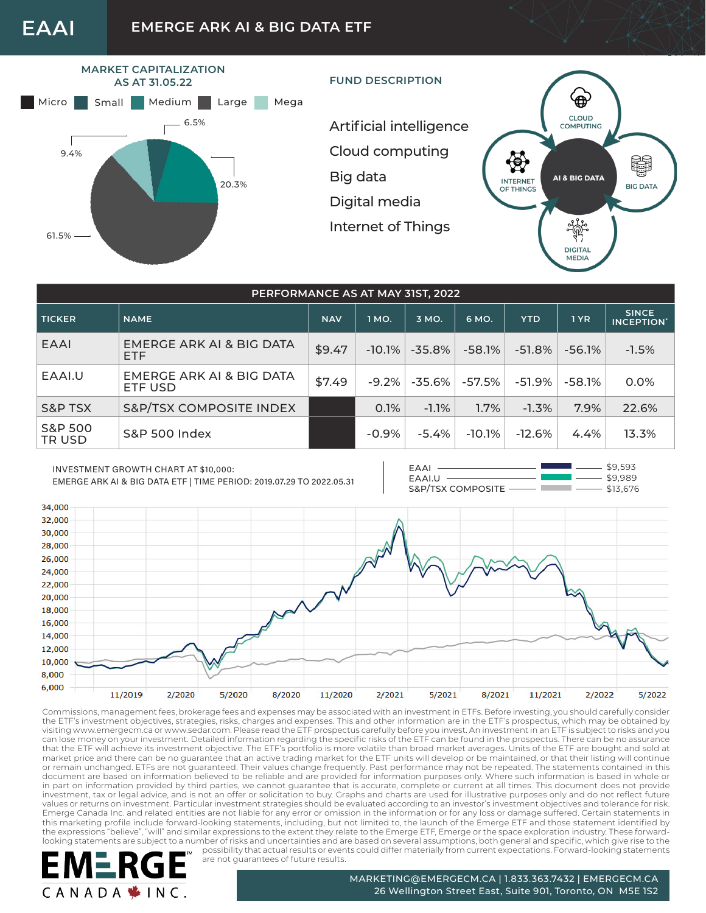# EAAI EMERGE ARK AI & BIG DATA ETF

## MARKET CAPITALIZATION AS AT 31.05.22

Micro
Small
Medium
Large
Mega

6.5%
9.4%
20.3%
61.5%

## FUND DESCRIPTION

Artificial intelligence
Cloud computing
Big data
Digital media
Internet of Things

CLOUD COMPUTING
INTERNET OF THINGS
AI & BIG DATA
BIG DATA
DIGITAL MEDIA

## PERFORMANCE AS AT MAY 31ST, 2022

| TICKER | NAME | NAV | 1 MO. | 3 MO. | 6 MO. | YTD | 1 YR | SINCE INCEPTION* |
|---|---|---|---|---|---|---|---|---|
| EAAI | EMERGE ARK AI & BIG DATA ETF | $9.47 | -10.1% | -35.8% | -58.1% | -51.8% | -56.1% | -1.5% |
| EAAI.U | EMERGE ARK AI & BIG DATA ETF USD | $7.49 | -9.2% | -35.6% | -57.5% | -51.9% | -58.1% | 0.0% |
| S&P TSX | S&P/TSX COMPOSITE INDEX | | 0.1% | -1.1% | 1.7% | -1.3% | 7.9% | 22.6% |
| S&P 500 TR USD | S&P 500 Index | | -0.9% | -5.4% | -10.1% | -12.6% | 4.4% | 13.3% |

INVESTMENT GROWTH CHART AT $10,000:
EMERGE ARK AI & BIG DATA ETF | TIME PERIOD: 2019.07.29 TO 2022.05.31

EAAI — $9,593
EAAI.U — $9,989
S&P/TSX COMPOSITE — $13,676

34,000
32,000
30,000
28,000
26,000
24,000
22,000
20,000
18,000
16,000
14,000
12,000
10,000
8,000
6,000

11/2019 2/2020 5/2020 8/2020 11/2020 2/2021 5/2021 8/2021 11/2021 2/2022 5/2022

Commissions, management fees, brokerage fees and expenses may be associated with an investment in ETFs. Before investing, you should carefully consider the ETF's investment objectives, strategies, risks, charges and expenses. This and other information are in the ETF's prospectus, which may be obtained by visiting www.emergecm.ca or www.sedar.com. Please read the ETF prospectus carefully before you invest. An investment in an ETF is subject to risks and you can lose money on your investment. Detailed information regarding the specific risks of the ETF can be found in the prospectus. There can be no assurance that the ETF will achieve its investment objective. The ETF's portfolio is more volatile than broad market averages. Units of the ETF are bought and sold at market price and there can be no guarantee that an active trading market for the ETF units will develop or be maintained, or that their listing will continue or remain unchanged. ETFs are not guaranteed. Their values change frequently. Past performance may not be repeated. The statements contained in this document are based on information believed to be reliable and are provided for information purposes only. Where such information is based in whole or in part on information provided by third parties, we cannot guarantee that it is accurate, complete or current at all times. This document does not provide investment, tax or legal advice, and is not an offer or solicitation to buy. Graphs and charts are used for illustrative purposes only and do not reflect future values or returns on investment. Particular investment strategies should be evaluated according to an investor's investment objectives and tolerance for risk. Emerge Canada Inc. and related entities are not liable for any error or omission in the information or for any loss or damage suffered. Certain statements in this marketing profile include forward-looking statements, including, but not limited to, the launch of the Emerge ETF and those statement identified by the expressions "believe", "will" and similar expressions to the extent they relate to the Emerge ETF, Emerge or the space exploration industry. These forward-looking statements are subject to a number of risks and uncertainties and are based on several assumptions, both general and specific, which give rise to the possibility that actual results or events could differ materially from current expectations. Forward-looking statements are not guarantees of future results.

EMERGE CANADA INC.

MARKETING@EMERGECM.CA | 1.833.363.7432 | EMERGECM.CA
26 Wellington Street East, Suite 901, Toronto, ON M5E 1S2